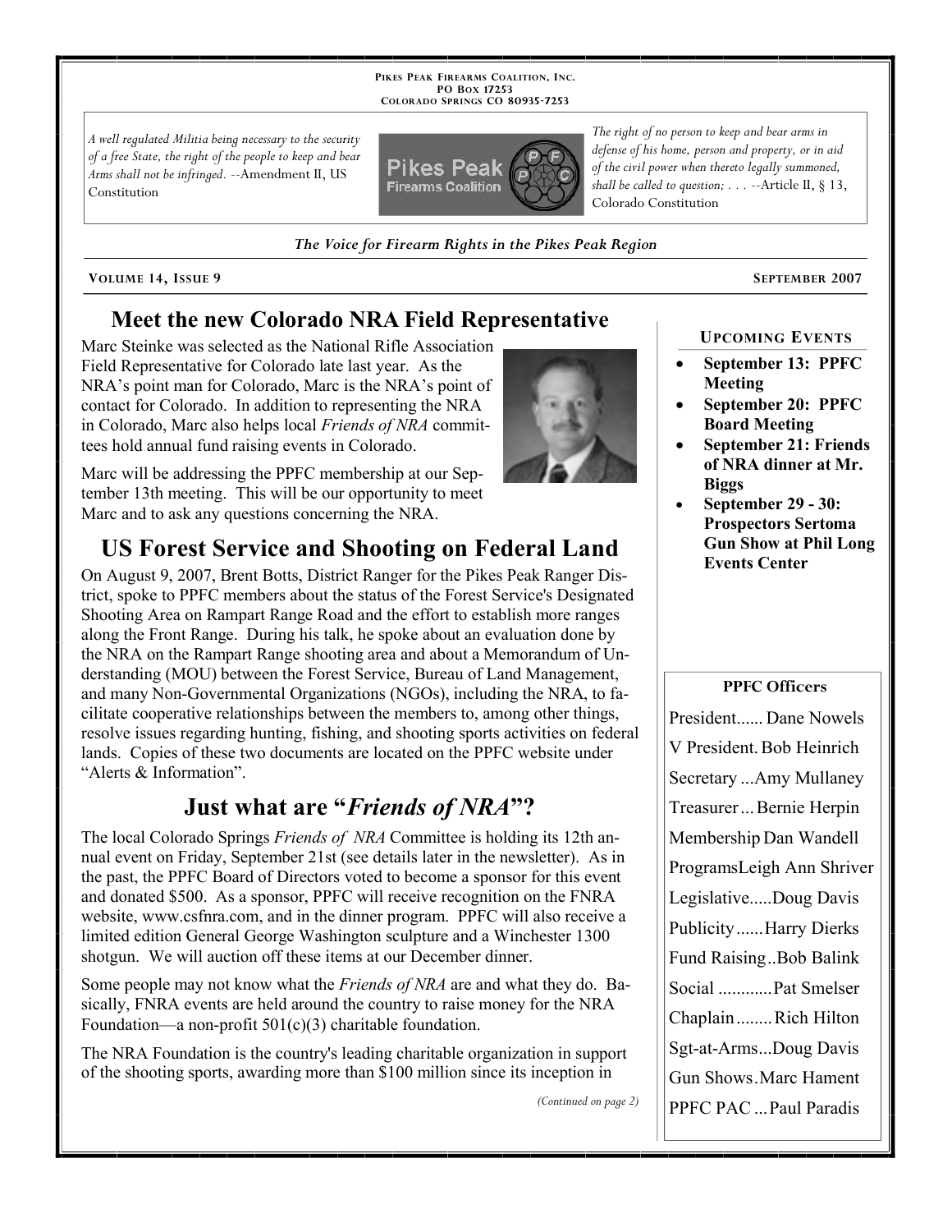PIKES PEAK FIREARMS COALITION, INC.
PO BOX 17253
COLORADO SPRINGS CO 80935-7253

*A well regulated Militia being necessary to the security of a free State, the right of the people to keep and bear Arms shall not be infringed.* --Amendment II, US Constitution

*The right of no person to keep and bear arms in defense of his home, person and property, or in aid of the civil power when thereto legally summoned, shall be called to question; . . .* --Article II, § 13, Colorado Constitution

***The Voice for Firearm Rights in the Pikes Peak Region***

**VOLUME 14, ISSUE 9** — **SEPTEMBER 2007**

## Meet the new Colorado NRA Field Representative

Marc Steinke was selected as the National Rifle Association Field Representative for Colorado late last year. As the NRA's point man for Colorado, Marc is the NRA's point of contact for Colorado. In addition to representing the NRA in Colorado, Marc also helps local *Friends of NRA* committees hold annual fund raising events in Colorado.

Marc will be addressing the PPFC membership at our September 13th meeting. This will be our opportunity to meet Marc and to ask any questions concerning the NRA.

## US Forest Service and Shooting on Federal Land

On August 9, 2007, Brent Botts, District Ranger for the Pikes Peak Ranger District, spoke to PPFC members about the status of the Forest Service's Designated Shooting Area on Rampart Range Road and the effort to establish more ranges along the Front Range. During his talk, he spoke about an evaluation done by the NRA on the Rampart Range shooting area and about a Memorandum of Understanding (MOU) between the Forest Service, Bureau of Land Management, and many Non-Governmental Organizations (NGOs), including the NRA, to facilitate cooperative relationships between the members to, among other things, resolve issues regarding hunting, fishing, and shooting sports activities on federal lands. Copies of these two documents are located on the PPFC website under "Alerts & Information".

## Just what are "*Friends of NRA*"?

The local Colorado Springs *Friends of NRA* Committee is holding its 12th annual event on Friday, September 21st (see details later in the newsletter). As in the past, the PPFC Board of Directors voted to become a sponsor for this event and donated $500. As a sponsor, PPFC will receive recognition on the FNRA website, www.csfnra.com, and in the dinner program. PPFC will also receive a limited edition General George Washington sculpture and a Winchester 1300 shotgun. We will auction off these items at our December dinner.

Some people may not know what the *Friends of NRA* are and what they do. Basically, FNRA events are held around the country to raise money for the NRA Foundation—a non-profit 501(c)(3) charitable foundation.

The NRA Foundation is the country's leading charitable organization in support of the shooting sports, awarding more than $100 million since its inception in

*(Continued on page 2)*

### UPCOMING EVENTS

- **September 13: PPFC Meeting**
- **September 20: PPFC Board Meeting**
- **September 21: Friends of NRA dinner at Mr. Biggs**
- **September 29 - 30: Prospectors Sertoma Gun Show at Phil Long Events Center**

### PPFC Officers

| Office | Name |
|---|---|
| President | Dane Nowels |
| V President | Bob Heinrich |
| Secretary | Amy Mullaney |
| Treasurer | Bernie Herpin |
| Membership | Dan Wandell |
| Programs | Leigh Ann Shriver |
| Legislative | Doug Davis |
| Publicity | Harry Dierks |
| Fund Raising | Bob Balink |
| Social | Pat Smelser |
| Chaplain | Rich Hilton |
| Sgt-at-Arms | Doug Davis |
| Gun Shows | Marc Hament |
| PPFC PAC | Paul Paradis |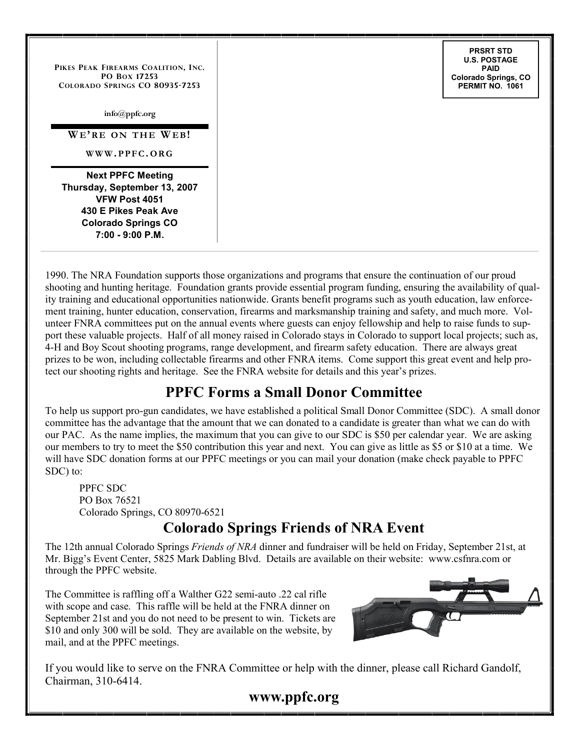PIKES PEAK FIREARMS COALITION, INC.
PO BOX 17253
COLORADO SPRINGS CO 80935-7253

info@ppfc.org

**WE'RE ON THE WEB!**

**WWW.PPFC.ORG**

**Next PPFC Meeting**
**Thursday, September 13, 2007**
**VFW Post 4051**
**430 E Pikes Peak Ave**
**Colorado Springs CO**
**7:00 - 9:00 P.M.**

**PRSRT STD**
**U.S. POSTAGE**
**PAID**
**Colorado Springs, CO**
**PERMIT NO. 1061**

1990. The NRA Foundation supports those organizations and programs that ensure the continuation of our proud shooting and hunting heritage. Foundation grants provide essential program funding, ensuring the availability of quality training and educational opportunities nationwide. Grants benefit programs such as youth education, law enforcement training, hunter education, conservation, firearms and marksmanship training and safety, and much more. Volunteer FNRA committees put on the annual events where guests can enjoy fellowship and help to raise funds to support these valuable projects. Half of all money raised in Colorado stays in Colorado to support local projects; such as, 4-H and Boy Scout shooting programs, range development, and firearm safety education. There are always great prizes to be won, including collectable firearms and other FNRA items. Come support this great event and help protect our shooting rights and heritage. See the FNRA website for details and this year's prizes.

## PPFC Forms a Small Donor Committee

To help us support pro-gun candidates, we have established a political Small Donor Committee (SDC). A small donor committee has the advantage that the amount that we can donated to a candidate is greater than what we can do with our PAC. As the name implies, the maximum that you can give to our SDC is $50 per calendar year. We are asking our members to try to meet the $50 contribution this year and next. You can give as little as $5 or $10 at a time. We will have SDC donation forms at our PPFC meetings or you can mail your donation (make check payable to PPFC SDC) to:

PPFC SDC
PO Box 76521
Colorado Springs, CO 80970-6521

## Colorado Springs Friends of NRA Event

The 12th annual Colorado Springs *Friends of NRA* dinner and fundraiser will be held on Friday, September 21st, at Mr. Bigg's Event Center, 5825 Mark Dabling Blvd. Details are available on their website: www.csfnra.com or through the PPFC website.

The Committee is raffling off a Walther G22 semi-auto .22 cal rifle with scope and case. This raffle will be held at the FNRA dinner on September 21st and you do not need to be present to win. Tickets are $10 and only 300 will be sold. They are available on the website, by mail, and at the PPFC meetings.

If you would like to serve on the FNRA Committee or help with the dinner, please call Richard Gandolf, Chairman, 310-6414.

**www.ppfc.org**